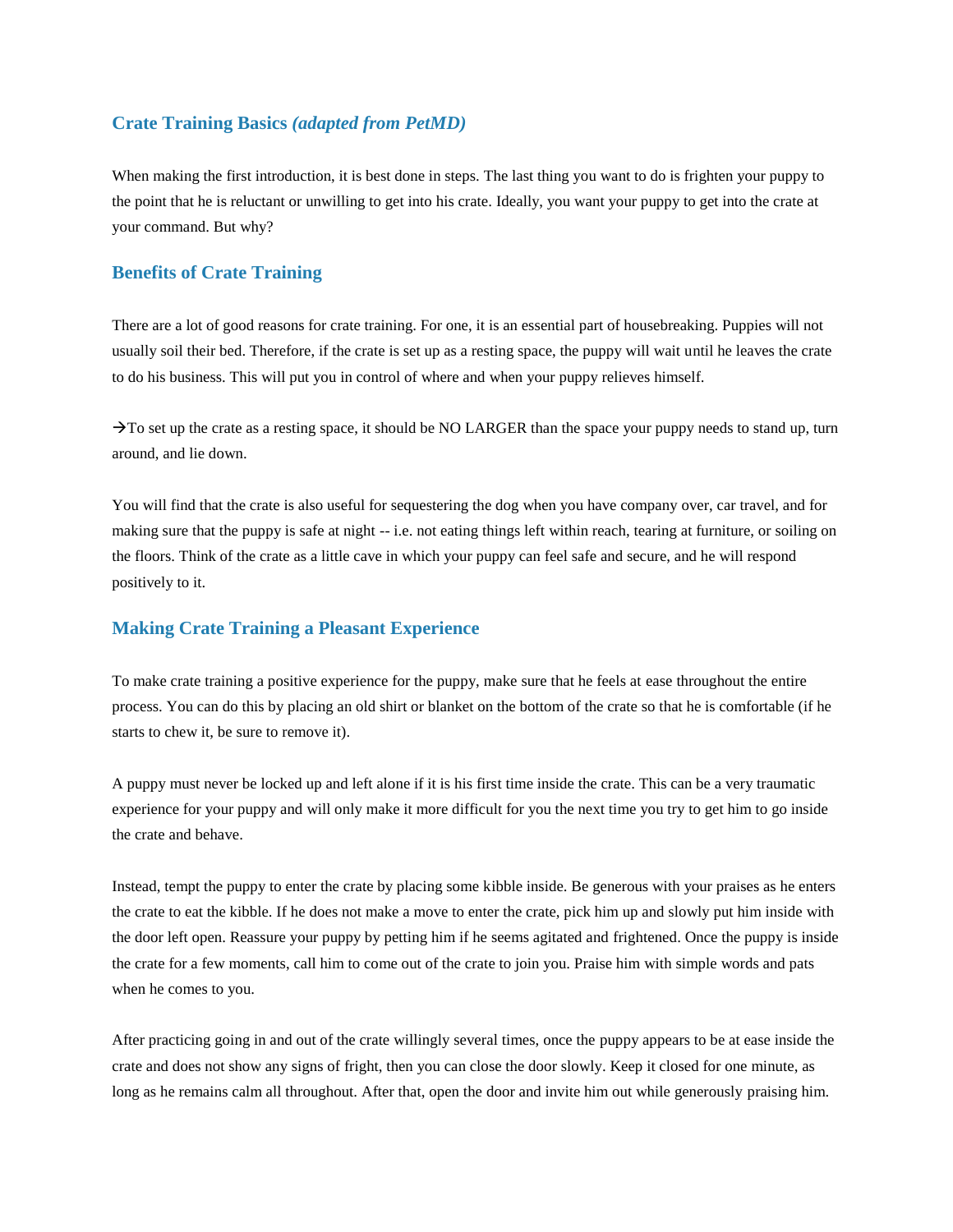## Crate Training Basics *(adapted from PetMD)*

When making the first introduction, it is best done in steps. The last thing you want to do is frighten your puppy to the point that he is reluctant or unwilling to get into his crate. Ideally, you want your puppy to get into the crate at your command. But why?

## Benefits of Crate Training

There are a lot of good reasons for crate training. For one, it is an essential part of housebreaking. Puppies will not usually soil their bed. Therefore, if the crate is set up as a resting space, the puppy will wait until he leaves the crate to do his business. This will put you in control of where and when your puppy relieves himself.

→To set up the crate as a resting space, it should be NO LARGER than the space your puppy needs to stand up, turn around, and lie down.

You will find that the crate is also useful for sequestering the dog when you have company over, car travel, and for making sure that the puppy is safe at night -- i.e. not eating things left within reach, tearing at furniture, or soiling on the floors. Think of the crate as a little cave in which your puppy can feel safe and secure, and he will respond positively to it.

## Making Crate Training a Pleasant Experience

To make crate training a positive experience for the puppy, make sure that he feels at ease throughout the entire process. You can do this by placing an old shirt or blanket on the bottom of the crate so that he is comfortable (if he starts to chew it, be sure to remove it).

A puppy must never be locked up and left alone if it is his first time inside the crate. This can be a very traumatic experience for your puppy and will only make it more difficult for you the next time you try to get him to go inside the crate and behave.

Instead, tempt the puppy to enter the crate by placing some kibble inside. Be generous with your praises as he enters the crate to eat the kibble. If he does not make a move to enter the crate, pick him up and slowly put him inside with the door left open. Reassure your puppy by petting him if he seems agitated and frightened. Once the puppy is inside the crate for a few moments, call him to come out of the crate to join you. Praise him with simple words and pats when he comes to you.

After practicing going in and out of the crate willingly several times, once the puppy appears to be at ease inside the crate and does not show any signs of fright, then you can close the door slowly. Keep it closed for one minute, as long as he remains calm all throughout. After that, open the door and invite him out while generously praising him.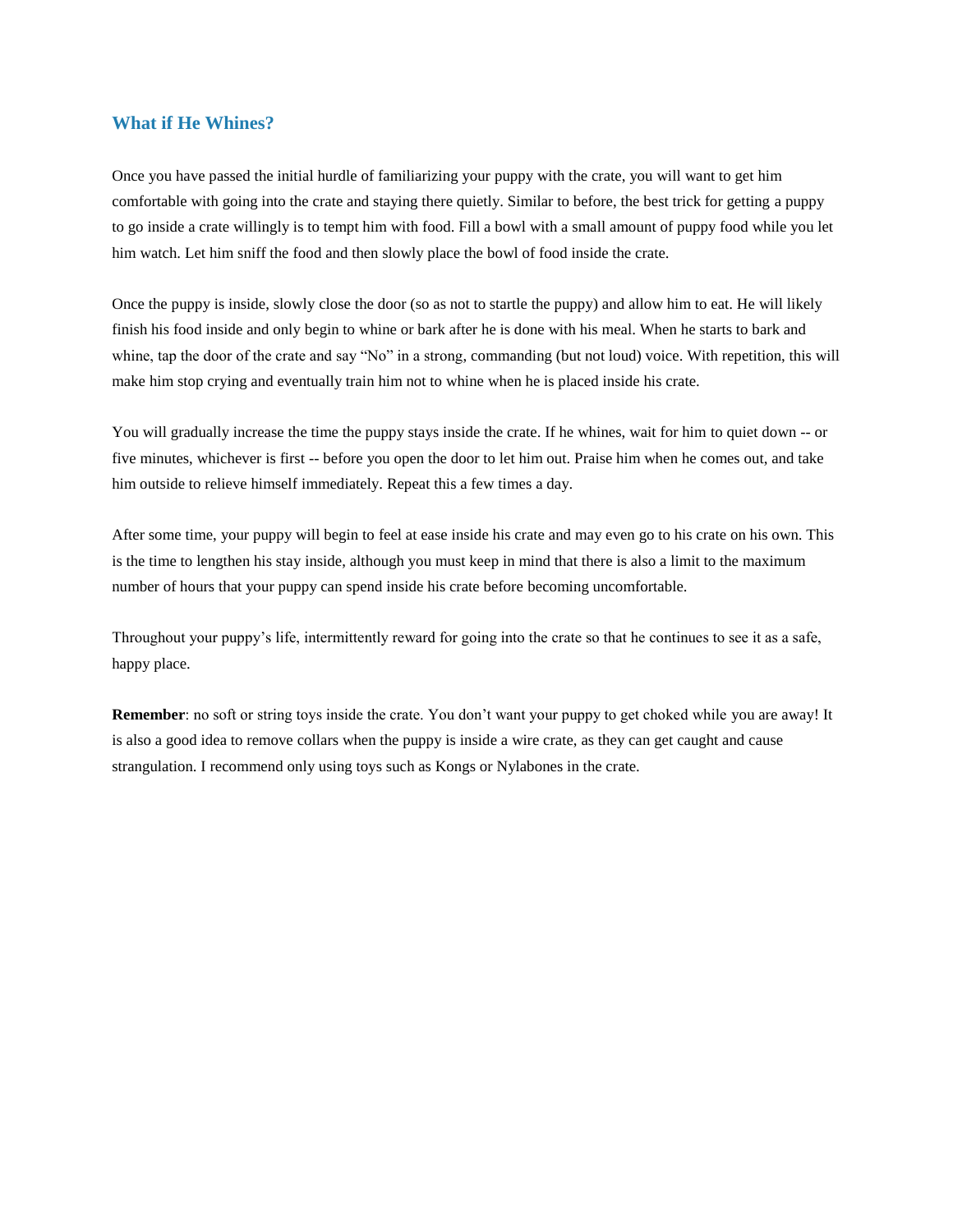## What if He Whines?

Once you have passed the initial hurdle of familiarizing your puppy with the crate, you will want to get him comfortable with going into the crate and staying there quietly. Similar to before, the best trick for getting a puppy to go inside a crate willingly is to tempt him with food. Fill a bowl with a small amount of puppy food while you let him watch. Let him sniff the food and then slowly place the bowl of food inside the crate.

Once the puppy is inside, slowly close the door (so as not to startle the puppy) and allow him to eat. He will likely finish his food inside and only begin to whine or bark after he is done with his meal. When he starts to bark and whine, tap the door of the crate and say "No" in a strong, commanding (but not loud) voice. With repetition, this will make him stop crying and eventually train him not to whine when he is placed inside his crate.

You will gradually increase the time the puppy stays inside the crate. If he whines, wait for him to quiet down -- or five minutes, whichever is first -- before you open the door to let him out. Praise him when he comes out, and take him outside to relieve himself immediately. Repeat this a few times a day.

After some time, your puppy will begin to feel at ease inside his crate and may even go to his crate on his own. This is the time to lengthen his stay inside, although you must keep in mind that there is also a limit to the maximum number of hours that your puppy can spend inside his crate before becoming uncomfortable.

Throughout your puppy's life, intermittently reward for going into the crate so that he continues to see it as a safe, happy place.

**Remember**: no soft or string toys inside the crate. You don't want your puppy to get choked while you are away! It is also a good idea to remove collars when the puppy is inside a wire crate, as they can get caught and cause strangulation. I recommend only using toys such as Kongs or Nylabones in the crate.